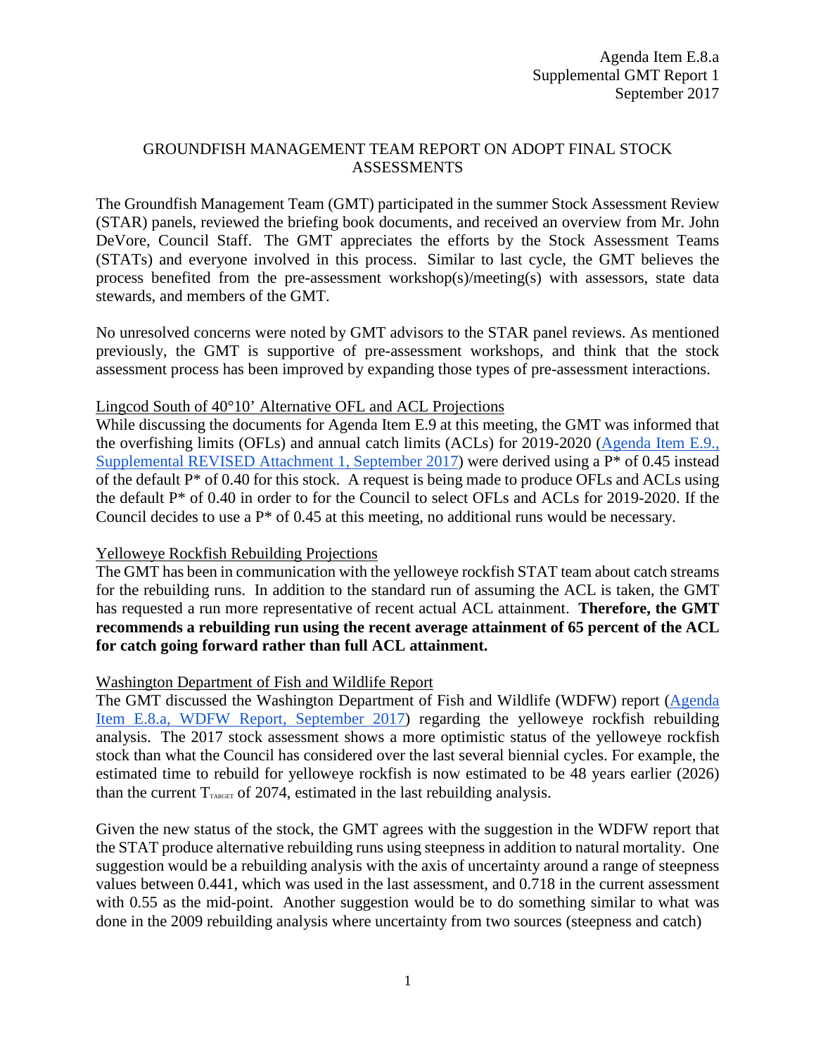Agenda Item E.8.a
Supplemental GMT Report 1
September 2017

# GROUNDFISH MANAGEMENT TEAM REPORT ON ADOPT FINAL STOCK ASSESSMENTS

The Groundfish Management Team (GMT) participated in the summer Stock Assessment Review (STAR) panels, reviewed the briefing book documents, and received an overview from Mr. John DeVore, Council Staff. The GMT appreciates the efforts by the Stock Assessment Teams (STATs) and everyone involved in this process. Similar to last cycle, the GMT believes the process benefited from the pre-assessment workshop(s)/meeting(s) with assessors, state data stewards, and members of the GMT.

No unresolved concerns were noted by GMT advisors to the STAR panel reviews. As mentioned previously, the GMT is supportive of pre-assessment workshops, and think that the stock assessment process has been improved by expanding those types of pre-assessment interactions.

## Lingcod South of 40°10' Alternative OFL and ACL Projections

While discussing the documents for Agenda Item E.9 at this meeting, the GMT was informed that the overfishing limits (OFLs) and annual catch limits (ACLs) for 2019-2020 ([Agenda Item E.9., Supplemental REVISED Attachment 1, September 2017]) were derived using a P* of 0.45 instead of the default P* of 0.40 for this stock. A request is being made to produce OFLs and ACLs using the default P* of 0.40 in order to for the Council to select OFLs and ACLs for 2019-2020. If the Council decides to use a P* of 0.45 at this meeting, no additional runs would be necessary.

## Yelloweye Rockfish Rebuilding Projections

The GMT has been in communication with the yelloweye rockfish STAT team about catch streams for the rebuilding runs. In addition to the standard run of assuming the ACL is taken, the GMT has requested a run more representative of recent actual ACL attainment. **Therefore, the GMT recommends a rebuilding run using the recent average attainment of 65 percent of the ACL for catch going forward rather than full ACL attainment.**

## Washington Department of Fish and Wildlife Report

The GMT discussed the Washington Department of Fish and Wildlife (WDFW) report ([Agenda Item E.8.a, WDFW Report, September 2017]) regarding the yelloweye rockfish rebuilding analysis. The 2017 stock assessment shows a more optimistic status of the yelloweye rockfish stock than what the Council has considered over the last several biennial cycles. For example, the estimated time to rebuild for yelloweye rockfish is now estimated to be 48 years earlier (2026) than the current $T_{TARGET}$ of 2074, estimated in the last rebuilding analysis.

Given the new status of the stock, the GMT agrees with the suggestion in the WDFW report that the STAT produce alternative rebuilding runs using steepness in addition to natural mortality. One suggestion would be a rebuilding analysis with the axis of uncertainty around a range of steepness values between 0.441, which was used in the last assessment, and 0.718 in the current assessment with 0.55 as the mid-point. Another suggestion would be to do something similar to what was done in the 2009 rebuilding analysis where uncertainty from two sources (steepness and catch)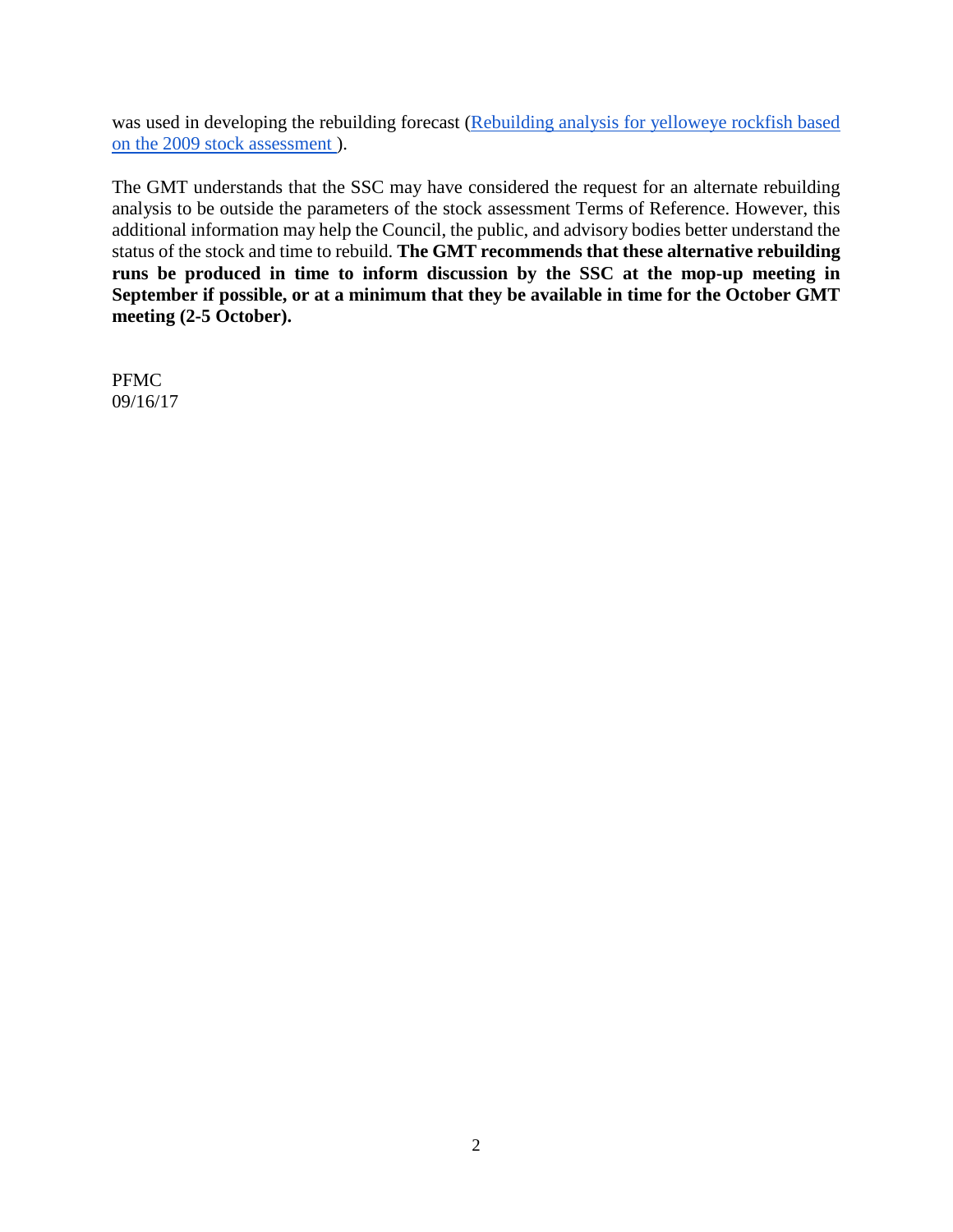was used in developing the rebuilding forecast ([Rebuilding analysis for yelloweye rockfish based on the 2009 stock assessment ]()).

The GMT understands that the SSC may have considered the request for an alternate rebuilding analysis to be outside the parameters of the stock assessment Terms of Reference. However, this additional information may help the Council, the public, and advisory bodies better understand the status of the stock and time to rebuild. **The GMT recommends that these alternative rebuilding runs be produced in time to inform discussion by the SSC at the mop-up meeting in September if possible, or at a minimum that they be available in time for the October GMT meeting (2-5 October).**

PFMC
09/16/17